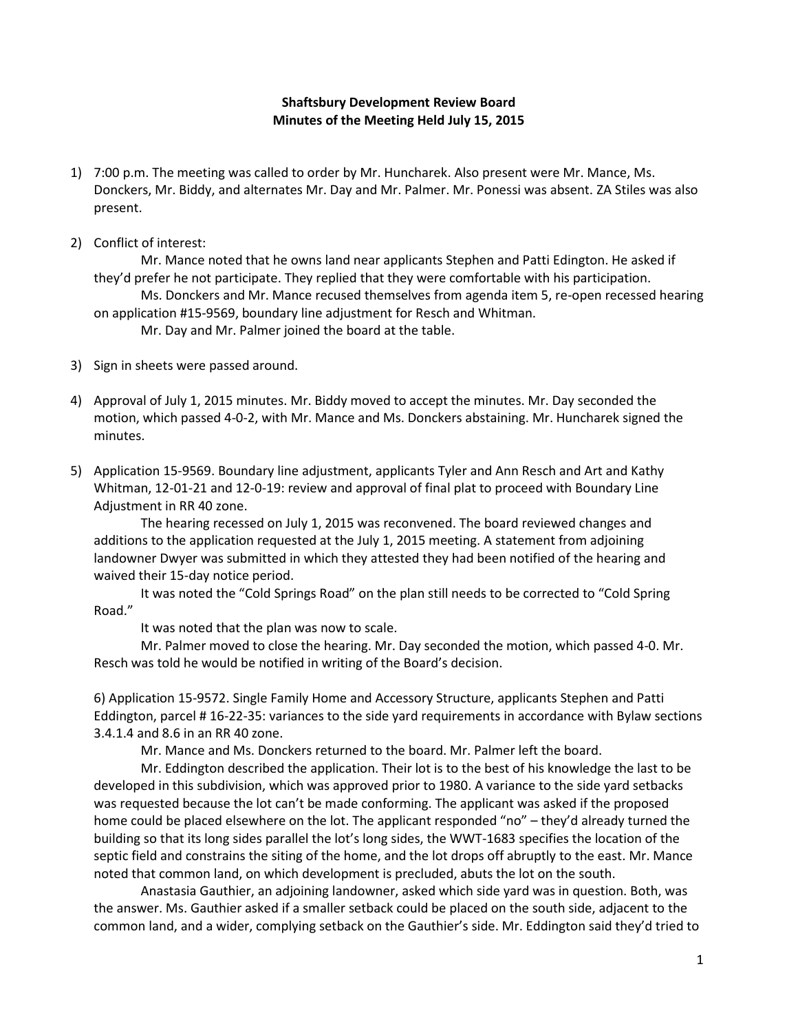**Shaftsbury Development Review Board**
**Minutes of the Meeting Held July 15, 2015**

1) 7:00 p.m. The meeting was called to order by Mr. Huncharek. Also present were Mr. Mance, Ms. Donckers, Mr. Biddy, and alternates Mr. Day and Mr. Palmer. Mr. Ponessi was absent. ZA Stiles was also present.

2) Conflict of interest:

   Mr. Mance noted that he owns land near applicants Stephen and Patti Edington. He asked if they'd prefer he not participate. They replied that they were comfortable with his participation.

   Ms. Donckers and Mr. Mance recused themselves from agenda item 5, re-open recessed hearing on application #15-9569, boundary line adjustment for Resch and Whitman.

   Mr. Day and Mr. Palmer joined the board at the table.

3) Sign in sheets were passed around.

4) Approval of July 1, 2015 minutes. Mr. Biddy moved to accept the minutes. Mr. Day seconded the motion, which passed 4-0-2, with Mr. Mance and Ms. Donckers abstaining. Mr. Huncharek signed the minutes.

5) Application 15-9569. Boundary line adjustment, applicants Tyler and Ann Resch and Art and Kathy Whitman, 12-01-21 and 12-0-19: review and approval of final plat to proceed with Boundary Line Adjustment in RR 40 zone.

   The hearing recessed on July 1, 2015 was reconvened. The board reviewed changes and additions to the application requested at the July 1, 2015 meeting. A statement from adjoining landowner Dwyer was submitted in which they attested they had been notified of the hearing and waived their 15-day notice period.

   It was noted the "Cold Springs Road" on the plan still needs to be corrected to "Cold Spring Road."

   It was noted that the plan was now to scale.

   Mr. Palmer moved to close the hearing. Mr. Day seconded the motion, which passed 4-0. Mr. Resch was told he would be notified in writing of the Board's decision.

6) Application 15-9572. Single Family Home and Accessory Structure, applicants Stephen and Patti Eddington, parcel # 16-22-35: variances to the side yard requirements in accordance with Bylaw sections 3.4.1.4 and 8.6 in an RR 40 zone.

   Mr. Mance and Ms. Donckers returned to the board. Mr. Palmer left the board.

   Mr. Eddington described the application. Their lot is to the best of his knowledge the last to be developed in this subdivision, which was approved prior to 1980. A variance to the side yard setbacks was requested because the lot can't be made conforming. The applicant was asked if the proposed home could be placed elsewhere on the lot. The applicant responded "no" – they'd already turned the building so that its long sides parallel the lot's long sides, the WWT-1683 specifies the location of the septic field and constrains the siting of the home, and the lot drops off abruptly to the east. Mr. Mance noted that common land, on which development is precluded, abuts the lot on the south.

   Anastasia Gauthier, an adjoining landowner, asked which side yard was in question. Both, was the answer. Ms. Gauthier asked if a smaller setback could be placed on the south side, adjacent to the common land, and a wider, complying setback on the Gauthier's side. Mr. Eddington said they'd tried to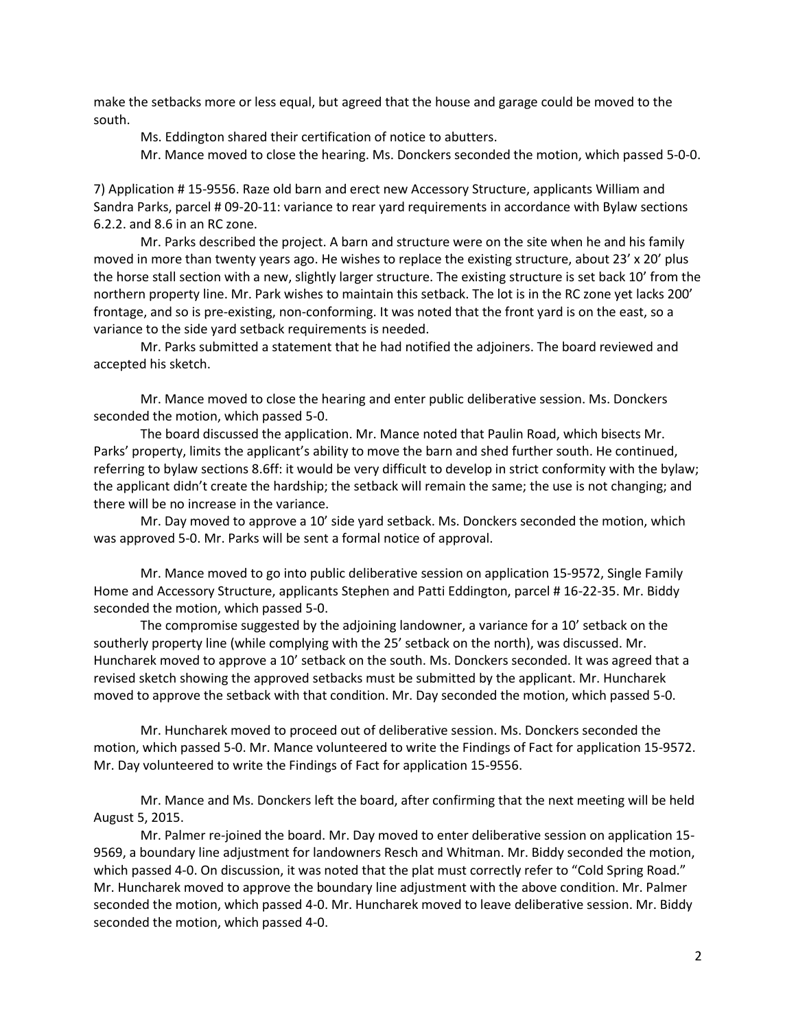make the setbacks more or less equal, but agreed that the house and garage could be moved to the south.

Ms. Eddington shared their certification of notice to abutters.

Mr. Mance moved to close the hearing. Ms. Donckers seconded the motion, which passed 5-0-0.

7) Application # 15-9556. Raze old barn and erect new Accessory Structure, applicants William and Sandra Parks, parcel # 09-20-11: variance to rear yard requirements in accordance with Bylaw sections 6.2.2. and 8.6 in an RC zone.

Mr. Parks described the project. A barn and structure were on the site when he and his family moved in more than twenty years ago. He wishes to replace the existing structure, about 23' x 20' plus the horse stall section with a new, slightly larger structure. The existing structure is set back 10' from the northern property line. Mr. Park wishes to maintain this setback. The lot is in the RC zone yet lacks 200' frontage, and so is pre-existing, non-conforming. It was noted that the front yard is on the east, so a variance to the side yard setback requirements is needed.

Mr. Parks submitted a statement that he had notified the adjoiners. The board reviewed and accepted his sketch.

Mr. Mance moved to close the hearing and enter public deliberative session. Ms. Donckers seconded the motion, which passed 5-0.

The board discussed the application. Mr. Mance noted that Paulin Road, which bisects Mr. Parks' property, limits the applicant's ability to move the barn and shed further south. He continued, referring to bylaw sections 8.6ff: it would be very difficult to develop in strict conformity with the bylaw; the applicant didn't create the hardship; the setback will remain the same; the use is not changing; and there will be no increase in the variance.

Mr. Day moved to approve a 10' side yard setback. Ms. Donckers seconded the motion, which was approved 5-0. Mr. Parks will be sent a formal notice of approval.

Mr. Mance moved to go into public deliberative session on application 15-9572, Single Family Home and Accessory Structure, applicants Stephen and Patti Eddington, parcel # 16-22-35. Mr. Biddy seconded the motion, which passed 5-0.

The compromise suggested by the adjoining landowner, a variance for a 10' setback on the southerly property line (while complying with the 25' setback on the north), was discussed. Mr. Huncharek moved to approve a 10' setback on the south. Ms. Donckers seconded. It was agreed that a revised sketch showing the approved setbacks must be submitted by the applicant. Mr. Huncharek moved to approve the setback with that condition. Mr. Day seconded the motion, which passed 5-0.

Mr. Huncharek moved to proceed out of deliberative session. Ms. Donckers seconded the motion, which passed 5-0. Mr. Mance volunteered to write the Findings of Fact for application 15-9572. Mr. Day volunteered to write the Findings of Fact for application 15-9556.

Mr. Mance and Ms. Donckers left the board, after confirming that the next meeting will be held August 5, 2015.

Mr. Palmer re-joined the board. Mr. Day moved to enter deliberative session on application 15-9569, a boundary line adjustment for landowners Resch and Whitman. Mr. Biddy seconded the motion, which passed 4-0. On discussion, it was noted that the plat must correctly refer to "Cold Spring Road." Mr. Huncharek moved to approve the boundary line adjustment with the above condition. Mr. Palmer seconded the motion, which passed 4-0. Mr. Huncharek moved to leave deliberative session. Mr. Biddy seconded the motion, which passed 4-0.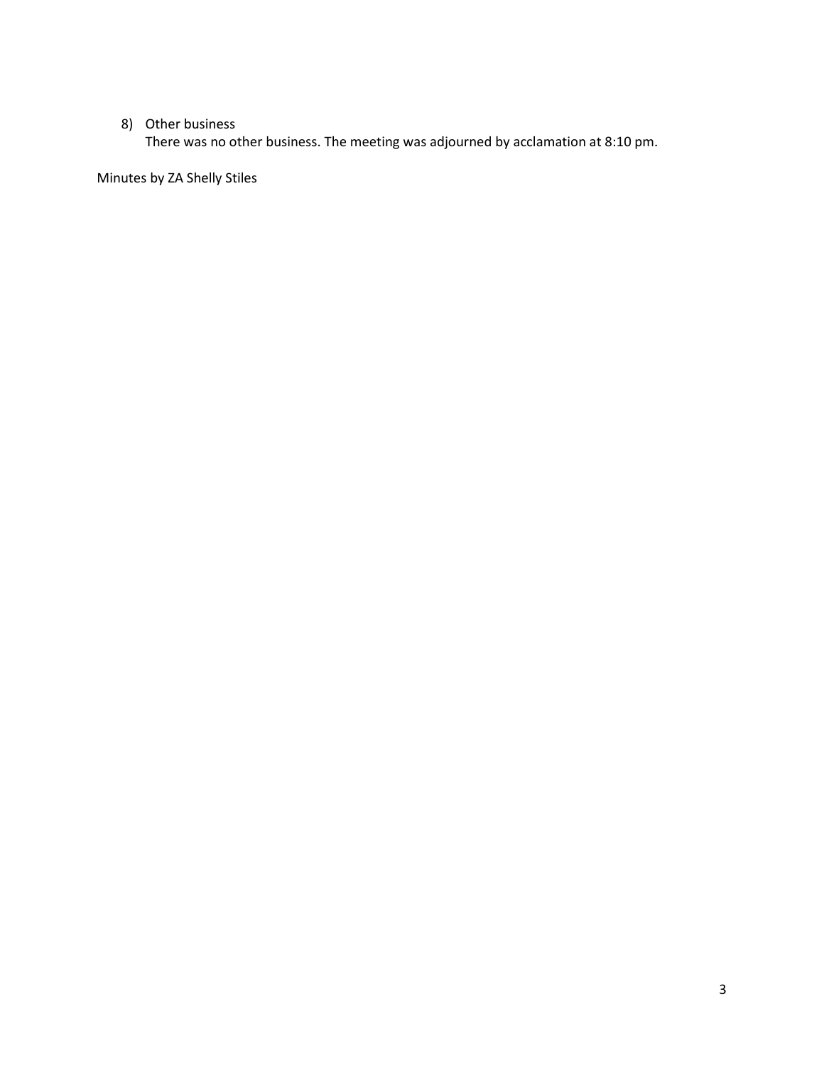8) Other business
   There was no other business. The meeting was adjourned by acclamation at 8:10 pm.

Minutes by ZA Shelly Stiles